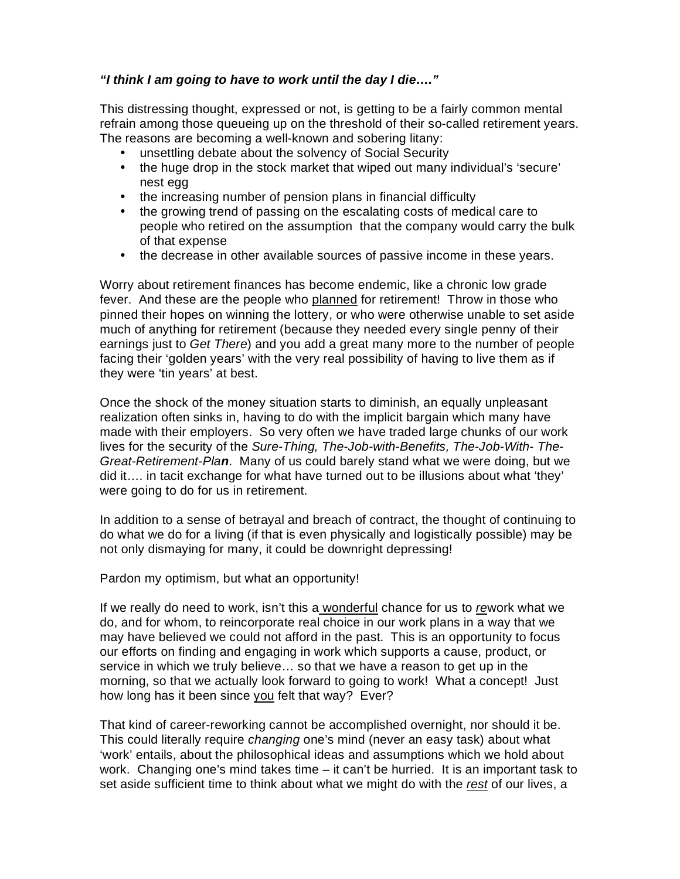***"I think I am going to have to work until the day I die…."***

This distressing thought, expressed or not, is getting to be a fairly common mental refrain among those queueing up on the threshold of their so-called retirement years. The reasons are becoming a well-known and sobering litany:

- unsettling debate about the solvency of Social Security
- the huge drop in the stock market that wiped out many individual's 'secure' nest egg
- the increasing number of pension plans in financial difficulty
- the growing trend of passing on the escalating costs of medical care to people who retired on the assumption that the company would carry the bulk of that expense
- the decrease in other available sources of passive income in these years.

Worry about retirement finances has become endemic, like a chronic low grade fever. And these are the people who <u>planned</u> for retirement! Throw in those who pinned their hopes on winning the lottery, or who were otherwise unable to set aside much of anything for retirement (because they needed every single penny of their earnings just to *Get There*) and you add a great many more to the number of people facing their 'golden years' with the very real possibility of having to live them as if they were 'tin years' at best.

Once the shock of the money situation starts to diminish, an equally unpleasant realization often sinks in, having to do with the implicit bargain which many have made with their employers. So very often we have traded large chunks of our work lives for the security of the *Sure-Thing, The-Job-with-Benefits, The-Job-With- The-Great-Retirement-Pla**n***. Many of us could barely stand what we were doing, but we did it…. in tacit exchange for what have turned out to be illusions about what 'they' were going to do for us in retirement.

In addition to a sense of betrayal and breach of contract, the thought of continuing to do what we do for a living (if that is even physically and logistically possible) may be not only dismaying for many, it could be downright depressing!

Pardon my optimism, but what an opportunity!

If we really do need to work, isn't this a <u>wonderful</u> chance for us to <u>*re*</u>work what we do, and for whom, to reincorporate real choice in our work plans in a way that we may have believed we could not afford in the past. This is an opportunity to focus our efforts on finding and engaging in work which supports a cause, product, or service in which we truly believe… so that we have a reason to get up in the morning, so that we actually look forward to going to work! What a concept! Just how long has it been since <u>you</u> felt that way? Ever?

That kind of career-reworking cannot be accomplished overnight, nor should it be. This could literally require *changing* one's mind (never an easy task) about what 'work' entails, about the philosophical ideas and assumptions which we hold about work. Changing one's mind takes time – it can't be hurried. It is an important task to set aside sufficient time to think about what we might do with the <u>*rest*</u> of our lives, a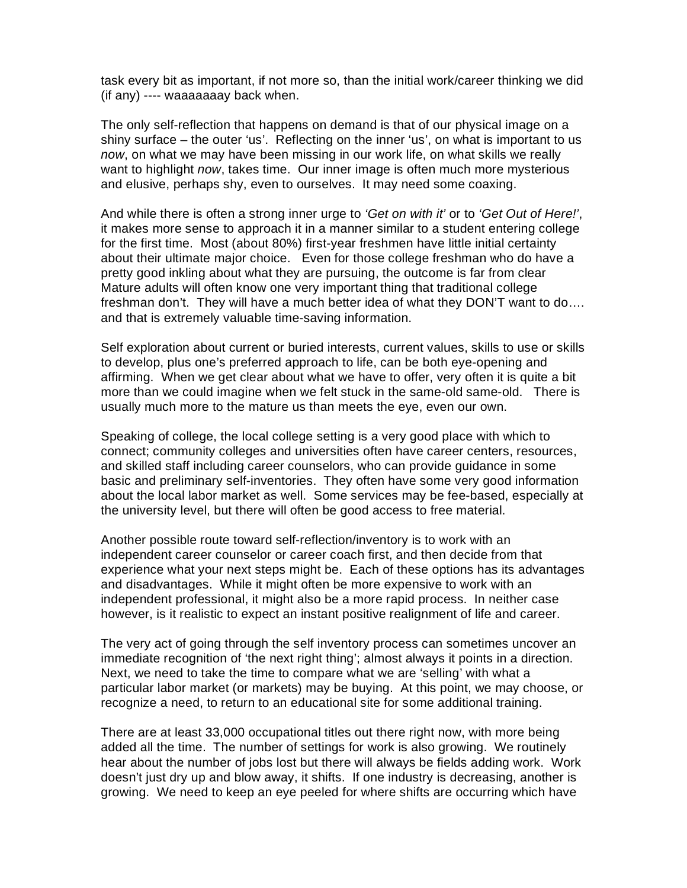task every bit as important, if not more so, than the initial work/career thinking we did (if any) ---- waaaaaaay back when.

The only self-reflection that happens on demand is that of our physical image on a shiny surface – the outer 'us'. Reflecting on the inner 'us', on what is important to us *now*, on what we may have been missing in our work life, on what skills we really want to highlight *now*, takes time. Our inner image is often much more mysterious and elusive, perhaps shy, even to ourselves. It may need some coaxing.

And while there is often a strong inner urge to *'Get on with it'* or to *'Get Out of Here!'*, it makes more sense to approach it in a manner similar to a student entering college for the first time. Most (about 80%) first-year freshmen have little initial certainty about their ultimate major choice. Even for those college freshman who do have a pretty good inkling about what they are pursuing, the outcome is far from clear Mature adults will often know one very important thing that traditional college freshman don't. They will have a much better idea of what they DON'T want to do…. and that is extremely valuable time-saving information.

Self exploration about current or buried interests, current values, skills to use or skills to develop, plus one's preferred approach to life, can be both eye-opening and affirming. When we get clear about what we have to offer, very often it is quite a bit more than we could imagine when we felt stuck in the same-old same-old. There is usually much more to the mature us than meets the eye, even our own.

Speaking of college, the local college setting is a very good place with which to connect; community colleges and universities often have career centers, resources, and skilled staff including career counselors, who can provide guidance in some basic and preliminary self-inventories. They often have some very good information about the local labor market as well. Some services may be fee-based, especially at the university level, but there will often be good access to free material.

Another possible route toward self-reflection/inventory is to work with an independent career counselor or career coach first, and then decide from that experience what your next steps might be. Each of these options has its advantages and disadvantages. While it might often be more expensive to work with an independent professional, it might also be a more rapid process. In neither case however, is it realistic to expect an instant positive realignment of life and career.

The very act of going through the self inventory process can sometimes uncover an immediate recognition of 'the next right thing'; almost always it points in a direction. Next, we need to take the time to compare what we are 'selling' with what a particular labor market (or markets) may be buying. At this point, we may choose, or recognize a need, to return to an educational site for some additional training.

There are at least 33,000 occupational titles out there right now, with more being added all the time. The number of settings for work is also growing. We routinely hear about the number of jobs lost but there will always be fields adding work. Work doesn't just dry up and blow away, it shifts. If one industry is decreasing, another is growing. We need to keep an eye peeled for where shifts are occurring which have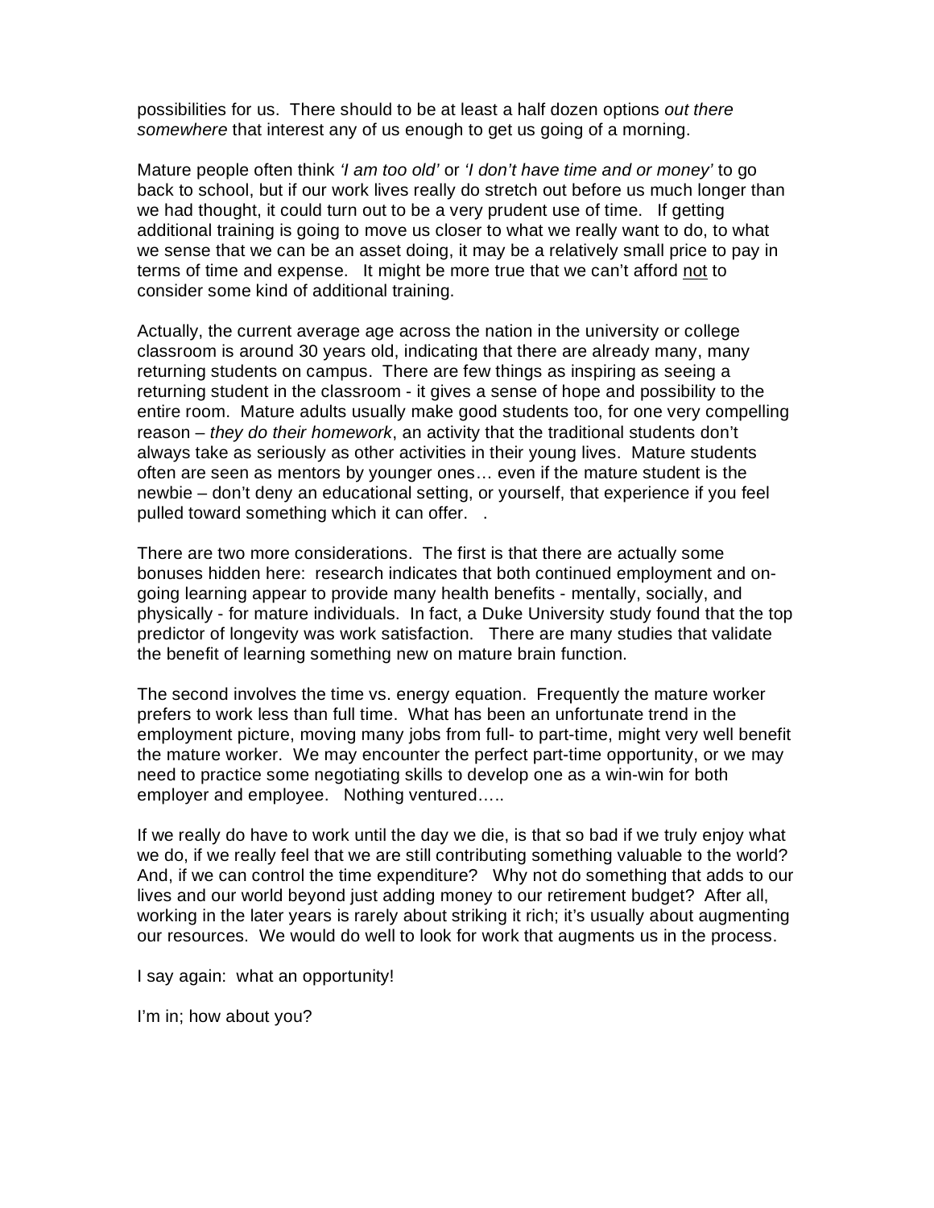possibilities for us. There should to be at least a half dozen options *out there somewhere* that interest any of us enough to get us going of a morning.

Mature people often think *'I am too old'* or *'I don't have time and or money'* to go back to school, but if our work lives really do stretch out before us much longer than we had thought, it could turn out to be a very prudent use of time. If getting additional training is going to move us closer to what we really want to do, to what we sense that we can be an asset doing, it may be a relatively small price to pay in terms of time and expense. It might be more true that we can't afford <u>not</u> to consider some kind of additional training.

Actually, the current average age across the nation in the university or college classroom is around 30 years old, indicating that there are already many, many returning students on campus. There are few things as inspiring as seeing a returning student in the classroom - it gives a sense of hope and possibility to the entire room. Mature adults usually make good students too, for one very compelling reason – *they do their homework*, an activity that the traditional students don't always take as seriously as other activities in their young lives. Mature students often are seen as mentors by younger ones… even if the mature student is the newbie – don't deny an educational setting, or yourself, that experience if you feel pulled toward something which it can offer. .

There are two more considerations. The first is that there are actually some bonuses hidden here: research indicates that both continued employment and on-going learning appear to provide many health benefits - mentally, socially, and physically - for mature individuals. In fact, a Duke University study found that the top predictor of longevity was work satisfaction. There are many studies that validate the benefit of learning something new on mature brain function.

The second involves the time vs. energy equation. Frequently the mature worker prefers to work less than full time. What has been an unfortunate trend in the employment picture, moving many jobs from full- to part-time, might very well benefit the mature worker. We may encounter the perfect part-time opportunity, or we may need to practice some negotiating skills to develop one as a win-win for both employer and employee. Nothing ventured…..

If we really do have to work until the day we die, is that so bad if we truly enjoy what we do, if we really feel that we are still contributing something valuable to the world? And, if we can control the time expenditure? Why not do something that adds to our lives and our world beyond just adding money to our retirement budget? After all, working in the later years is rarely about striking it rich; it's usually about augmenting our resources. We would do well to look for work that augments us in the process.

I say again: what an opportunity!

I'm in; how about you?